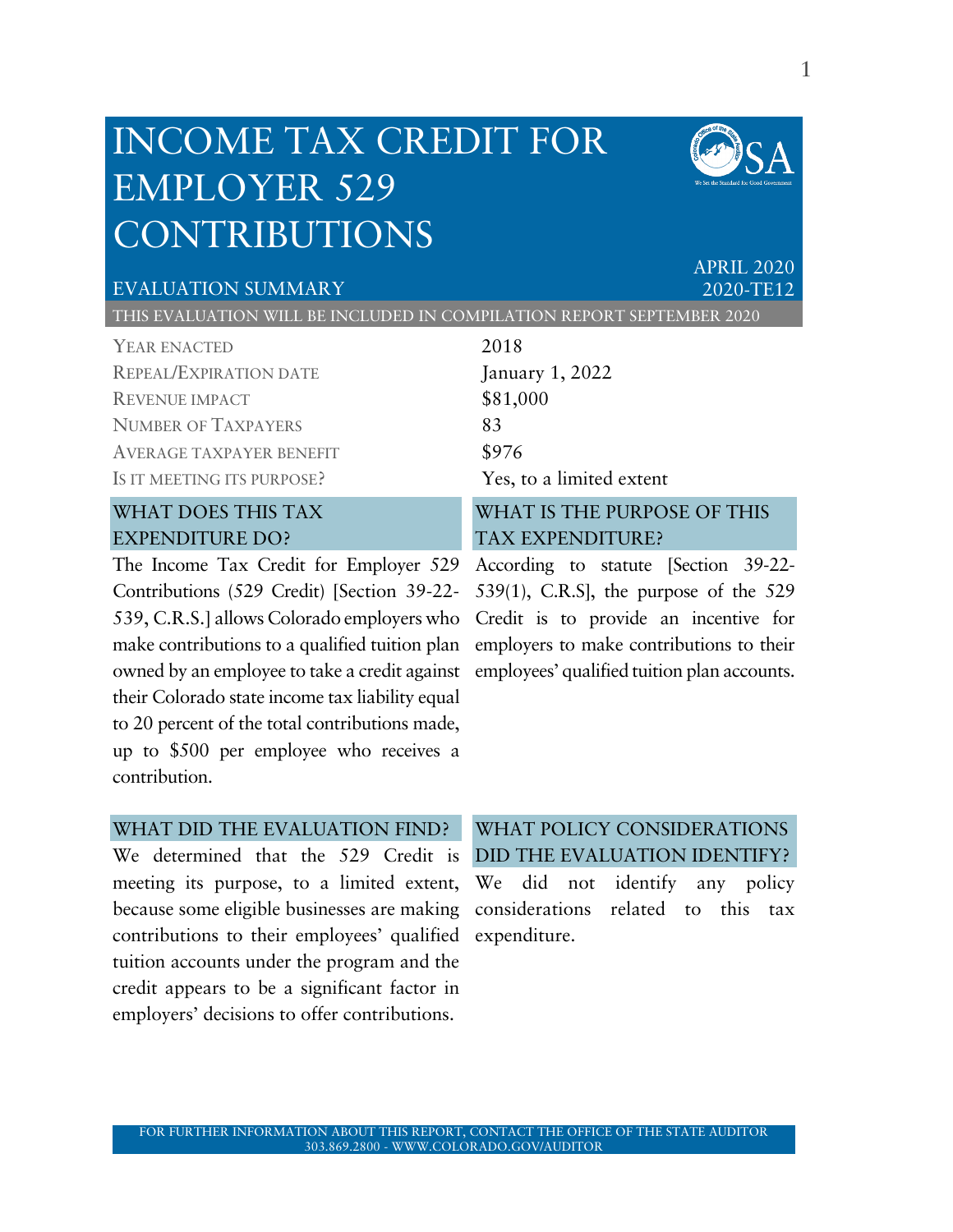# INCOME TAX CREDIT FOR EMPLOYER 529 CONTRIBUTIONS

EVALUATION SUMMARY

APRIL 2020
2020-TE12

THIS EVALUATION WILL BE INCLUDED IN COMPILATION REPORT SEPTEMBER 2020

| | |
|---|---|
| YEAR ENACTED | 2018 |
| REPEAL/EXPIRATION DATE | January 1, 2022 |
| REVENUE IMPACT | $81,000 |
| NUMBER OF TAXPAYERS | 83 |
| AVERAGE TAXPAYER BENEFIT | $976 |
| IS IT MEETING ITS PURPOSE? | Yes, to a limited extent |

## WHAT DOES THIS TAX EXPENDITURE DO?

The Income Tax Credit for Employer 529 Contributions (529 Credit) [Section 39-22-539, C.R.S.] allows Colorado employers who make contributions to a qualified tuition plan owned by an employee to take a credit against their Colorado state income tax liability equal to 20 percent of the total contributions made, up to $500 per employee who receives a contribution.

## WHAT IS THE PURPOSE OF THIS TAX EXPENDITURE?

According to statute [Section 39-22-539(1), C.R.S], the purpose of the 529 Credit is to provide an incentive for employers to make contributions to their employees' qualified tuition plan accounts.

## WHAT DID THE EVALUATION FIND?

We determined that the 529 Credit is meeting its purpose, to a limited extent, because some eligible businesses are making contributions to their employees' qualified tuition accounts under the program and the credit appears to be a significant factor in employers' decisions to offer contributions.

## WHAT POLICY CONSIDERATIONS DID THE EVALUATION IDENTIFY?

We did not identify any policy considerations related to this tax expenditure.

FOR FURTHER INFORMATION ABOUT THIS REPORT, CONTACT THE OFFICE OF THE STATE AUDITOR
303.869.2800 - WWW.COLORADO.GOV/AUDITOR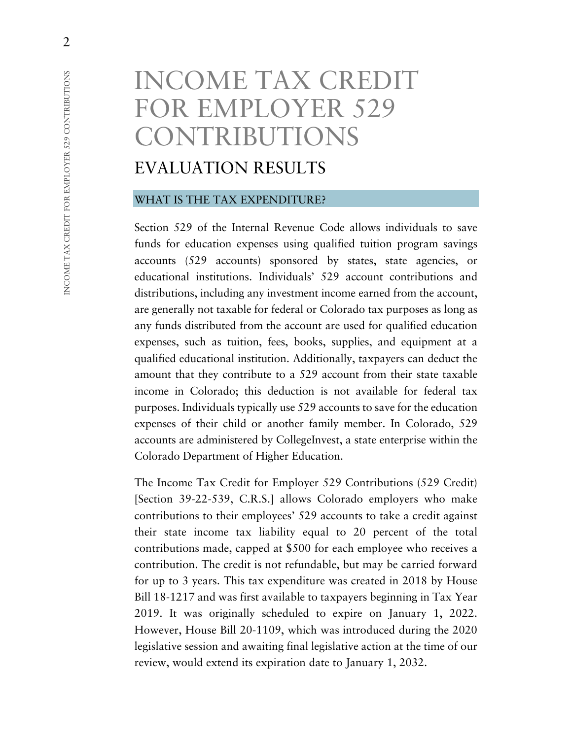# INCOME TAX CREDIT FOR EMPLOYER 529 CONTRIBUTIONS

## EVALUATION RESULTS

### WHAT IS THE TAX EXPENDITURE?

Section 529 of the Internal Revenue Code allows individuals to save funds for education expenses using qualified tuition program savings accounts (529 accounts) sponsored by states, state agencies, or educational institutions. Individuals' 529 account contributions and distributions, including any investment income earned from the account, are generally not taxable for federal or Colorado tax purposes as long as any funds distributed from the account are used for qualified education expenses, such as tuition, fees, books, supplies, and equipment at a qualified educational institution. Additionally, taxpayers can deduct the amount that they contribute to a 529 account from their state taxable income in Colorado; this deduction is not available for federal tax purposes. Individuals typically use 529 accounts to save for the education expenses of their child or another family member. In Colorado, 529 accounts are administered by CollegeInvest, a state enterprise within the Colorado Department of Higher Education.

The Income Tax Credit for Employer 529 Contributions (529 Credit) [Section 39-22-539, C.R.S.] allows Colorado employers who make contributions to their employees' 529 accounts to take a credit against their state income tax liability equal to 20 percent of the total contributions made, capped at $500 for each employee who receives a contribution. The credit is not refundable, but may be carried forward for up to 3 years. This tax expenditure was created in 2018 by House Bill 18-1217 and was first available to taxpayers beginning in Tax Year 2019. It was originally scheduled to expire on January 1, 2022. However, House Bill 20-1109, which was introduced during the 2020 legislative session and awaiting final legislative action at the time of our review, would extend its expiration date to January 1, 2032.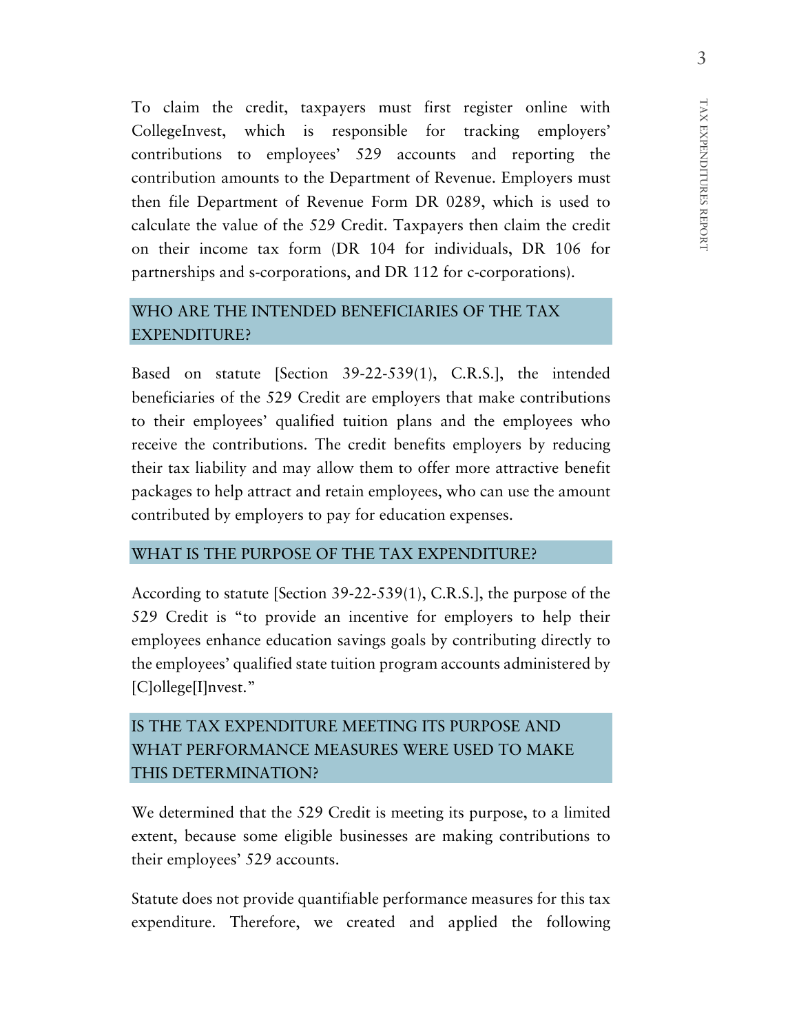To claim the credit, taxpayers must first register online with CollegeInvest, which is responsible for tracking employers' contributions to employees' 529 accounts and reporting the contribution amounts to the Department of Revenue. Employers must then file Department of Revenue Form DR 0289, which is used to calculate the value of the 529 Credit. Taxpayers then claim the credit on their income tax form (DR 104 for individuals, DR 106 for partnerships and s-corporations, and DR 112 for c-corporations).

## WHO ARE THE INTENDED BENEFICIARIES OF THE TAX EXPENDITURE?

Based on statute [Section 39-22-539(1), C.R.S.], the intended beneficiaries of the 529 Credit are employers that make contributions to their employees' qualified tuition plans and the employees who receive the contributions. The credit benefits employers by reducing their tax liability and may allow them to offer more attractive benefit packages to help attract and retain employees, who can use the amount contributed by employers to pay for education expenses.

## WHAT IS THE PURPOSE OF THE TAX EXPENDITURE?

According to statute [Section 39-22-539(1), C.R.S.], the purpose of the 529 Credit is "to provide an incentive for employers to help their employees enhance education savings goals by contributing directly to the employees' qualified state tuition program accounts administered by [C]ollege[I]nvest."

## IS THE TAX EXPENDITURE MEETING ITS PURPOSE AND WHAT PERFORMANCE MEASURES WERE USED TO MAKE THIS DETERMINATION?

We determined that the 529 Credit is meeting its purpose, to a limited extent, because some eligible businesses are making contributions to their employees' 529 accounts.

Statute does not provide quantifiable performance measures for this tax expenditure. Therefore, we created and applied the following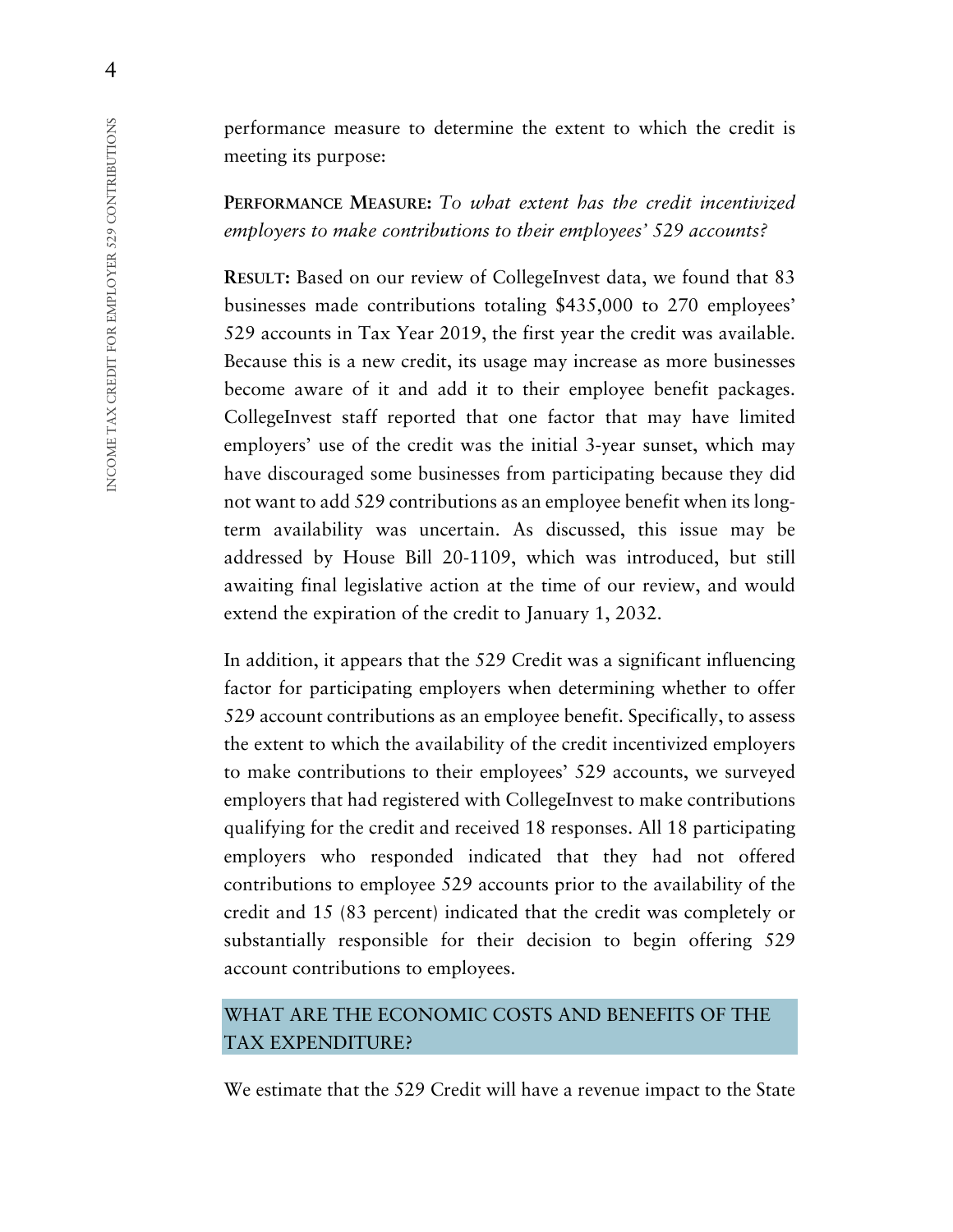performance measure to determine the extent to which the credit is meeting its purpose:

**PERFORMANCE MEASURE:** *To what extent has the credit incentivized employers to make contributions to their employees' 529 accounts?*

**RESULT:** Based on our review of CollegeInvest data, we found that 83 businesses made contributions totaling $435,000 to 270 employees' 529 accounts in Tax Year 2019, the first year the credit was available. Because this is a new credit, its usage may increase as more businesses become aware of it and add it to their employee benefit packages. CollegeInvest staff reported that one factor that may have limited employers' use of the credit was the initial 3-year sunset, which may have discouraged some businesses from participating because they did not want to add 529 contributions as an employee benefit when its long-term availability was uncertain. As discussed, this issue may be addressed by House Bill 20-1109, which was introduced, but still awaiting final legislative action at the time of our review, and would extend the expiration of the credit to January 1, 2032.

In addition, it appears that the 529 Credit was a significant influencing factor for participating employers when determining whether to offer 529 account contributions as an employee benefit. Specifically, to assess the extent to which the availability of the credit incentivized employers to make contributions to their employees' 529 accounts, we surveyed employers that had registered with CollegeInvest to make contributions qualifying for the credit and received 18 responses. All 18 participating employers who responded indicated that they had not offered contributions to employee 529 accounts prior to the availability of the credit and 15 (83 percent) indicated that the credit was completely or substantially responsible for their decision to begin offering 529 account contributions to employees.

## WHAT ARE THE ECONOMIC COSTS AND BENEFITS OF THE TAX EXPENDITURE?

We estimate that the 529 Credit will have a revenue impact to the State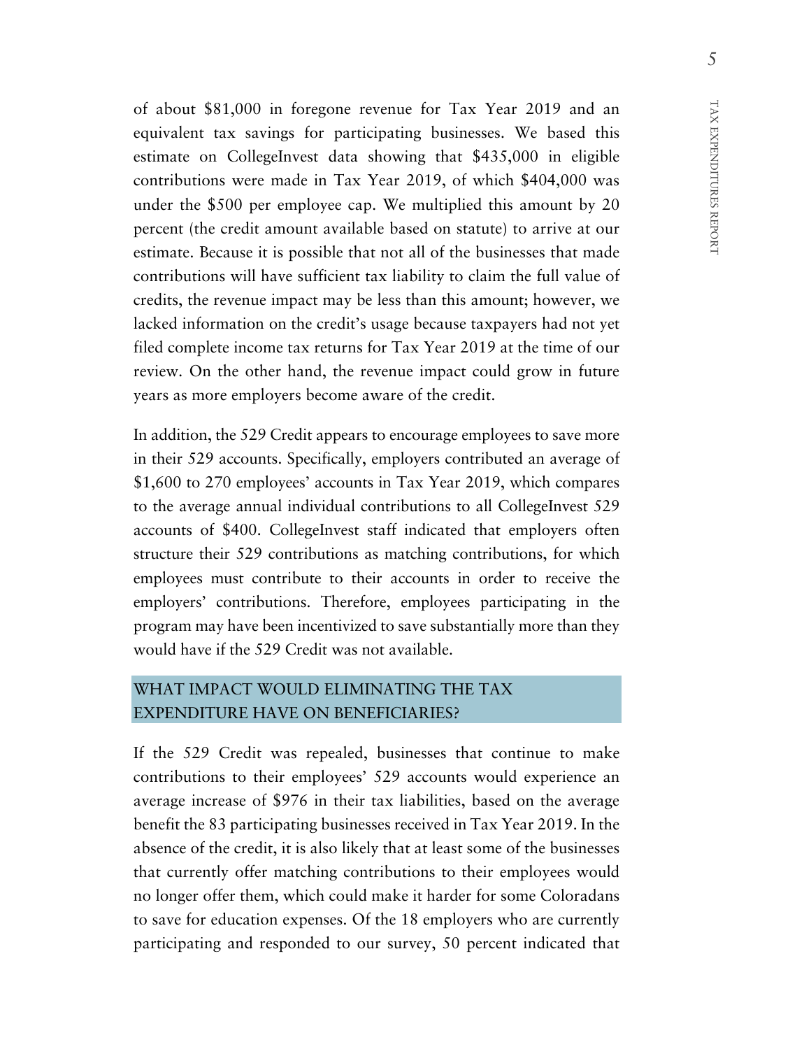of about $81,000 in foregone revenue for Tax Year 2019 and an equivalent tax savings for participating businesses. We based this estimate on CollegeInvest data showing that $435,000 in eligible contributions were made in Tax Year 2019, of which $404,000 was under the $500 per employee cap. We multiplied this amount by 20 percent (the credit amount available based on statute) to arrive at our estimate. Because it is possible that not all of the businesses that made contributions will have sufficient tax liability to claim the full value of credits, the revenue impact may be less than this amount; however, we lacked information on the credit's usage because taxpayers had not yet filed complete income tax returns for Tax Year 2019 at the time of our review. On the other hand, the revenue impact could grow in future years as more employers become aware of the credit.

In addition, the 529 Credit appears to encourage employees to save more in their 529 accounts. Specifically, employers contributed an average of $1,600 to 270 employees' accounts in Tax Year 2019, which compares to the average annual individual contributions to all CollegeInvest 529 accounts of $400. CollegeInvest staff indicated that employers often structure their 529 contributions as matching contributions, for which employees must contribute to their accounts in order to receive the employers' contributions. Therefore, employees participating in the program may have been incentivized to save substantially more than they would have if the 529 Credit was not available.

## WHAT IMPACT WOULD ELIMINATING THE TAX EXPENDITURE HAVE ON BENEFICIARIES?

If the 529 Credit was repealed, businesses that continue to make contributions to their employees' 529 accounts would experience an average increase of $976 in their tax liabilities, based on the average benefit the 83 participating businesses received in Tax Year 2019. In the absence of the credit, it is also likely that at least some of the businesses that currently offer matching contributions to their employees would no longer offer them, which could make it harder for some Coloradans to save for education expenses. Of the 18 employers who are currently participating and responded to our survey, 50 percent indicated that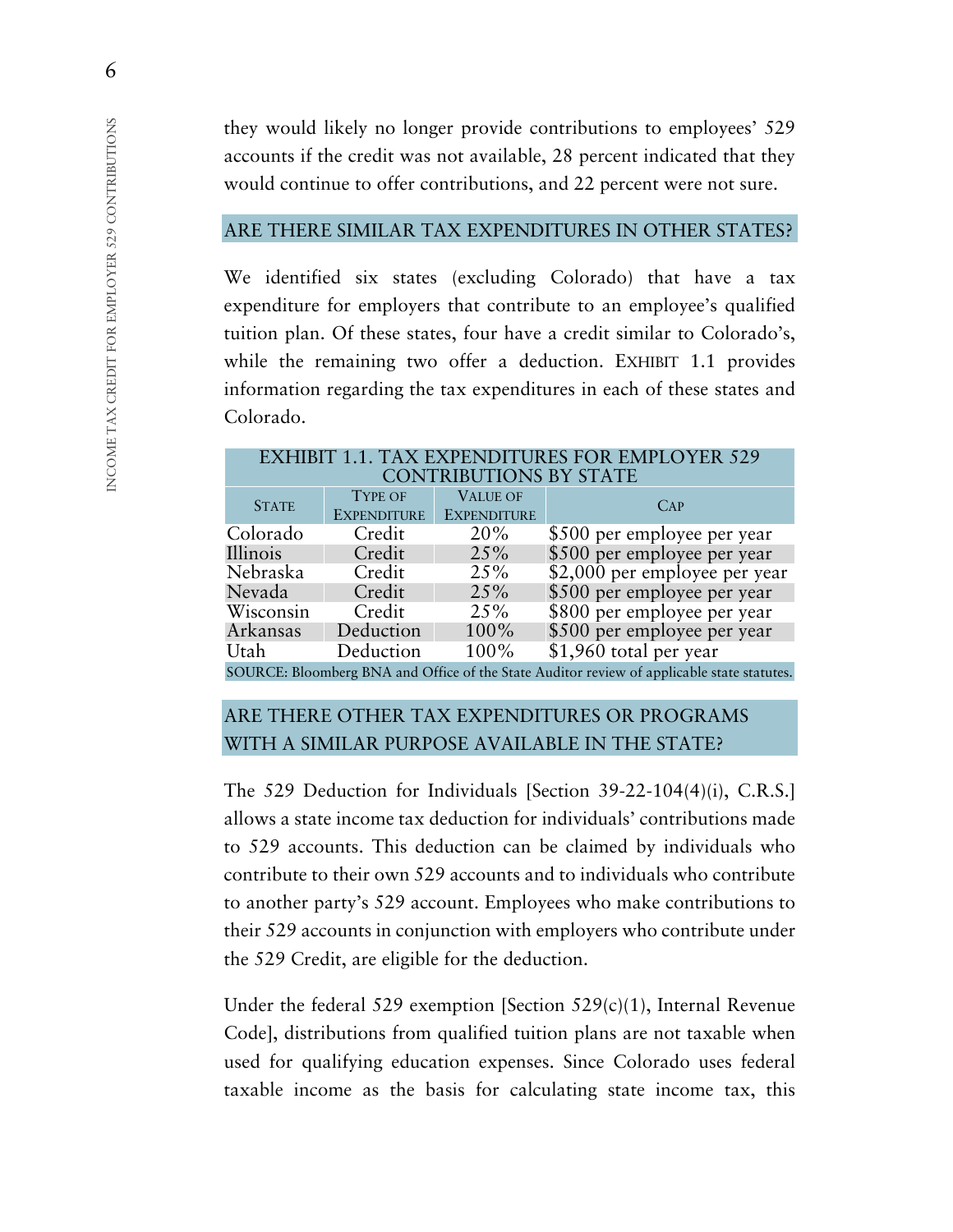they would likely no longer provide contributions to employees' 529 accounts if the credit was not available, 28 percent indicated that they would continue to offer contributions, and 22 percent were not sure.

## ARE THERE SIMILAR TAX EXPENDITURES IN OTHER STATES?

We identified six states (excluding Colorado) that have a tax expenditure for employers that contribute to an employee's qualified tuition plan. Of these states, four have a credit similar to Colorado's, while the remaining two offer a deduction. EXHIBIT 1.1 provides information regarding the tax expenditures in each of these states and Colorado.

**EXHIBIT 1.1. TAX EXPENDITURES FOR EMPLOYER 529 CONTRIBUTIONS BY STATE**

| STATE | TYPE OF EXPENDITURE | VALUE OF EXPENDITURE | CAP |
|---|---|---|---|
| Colorado | Credit | 20% | $500 per employee per year |
| Illinois | Credit | 25% | $500 per employee per year |
| Nebraska | Credit | 25% | $2,000 per employee per year |
| Nevada | Credit | 25% | $500 per employee per year |
| Wisconsin | Credit | 25% | $800 per employee per year |
| Arkansas | Deduction | 100% | $500 per employee per year |
| Utah | Deduction | 100% | $1,960 total per year |

SOURCE: Bloomberg BNA and Office of the State Auditor review of applicable state statutes.

## ARE THERE OTHER TAX EXPENDITURES OR PROGRAMS WITH A SIMILAR PURPOSE AVAILABLE IN THE STATE?

The 529 Deduction for Individuals [Section 39-22-104(4)(i), C.R.S.] allows a state income tax deduction for individuals' contributions made to 529 accounts. This deduction can be claimed by individuals who contribute to their own 529 accounts and to individuals who contribute to another party's 529 account. Employees who make contributions to their 529 accounts in conjunction with employers who contribute under the 529 Credit, are eligible for the deduction.

Under the federal 529 exemption [Section 529(c)(1), Internal Revenue Code], distributions from qualified tuition plans are not taxable when used for qualifying education expenses. Since Colorado uses federal taxable income as the basis for calculating state income tax, this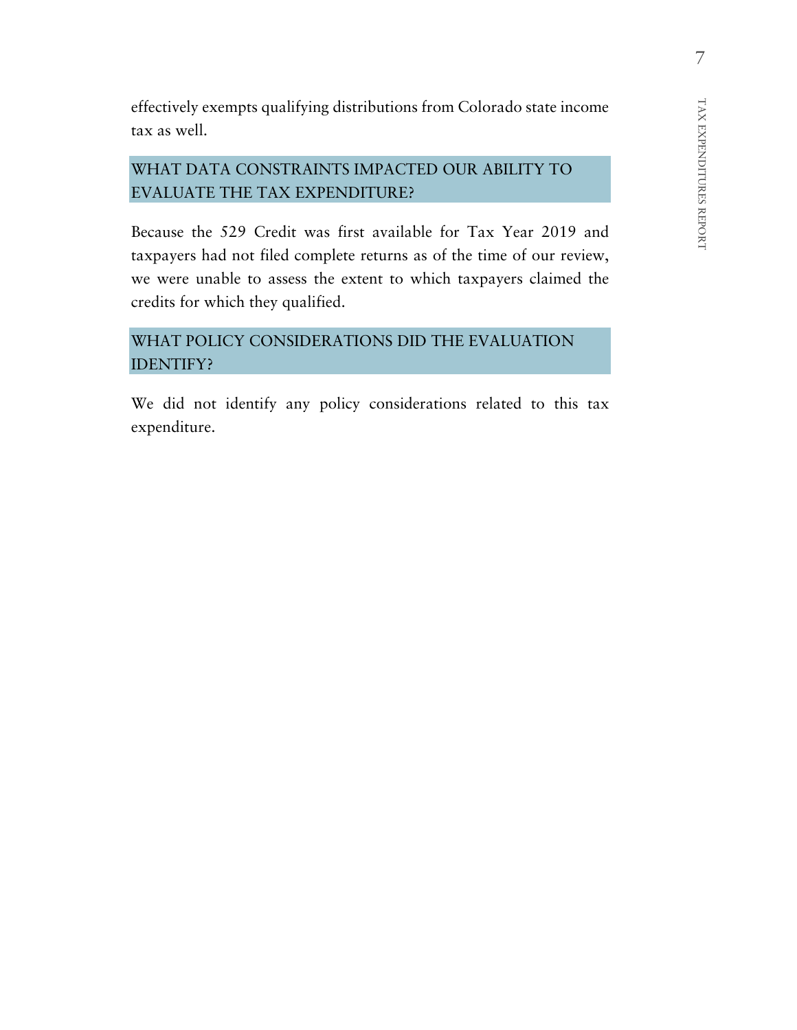effectively exempts qualifying distributions from Colorado state income tax as well.

## WHAT DATA CONSTRAINTS IMPACTED OUR ABILITY TO EVALUATE THE TAX EXPENDITURE?

Because the 529 Credit was first available for Tax Year 2019 and taxpayers had not filed complete returns as of the time of our review, we were unable to assess the extent to which taxpayers claimed the credits for which they qualified.

## WHAT POLICY CONSIDERATIONS DID THE EVALUATION IDENTIFY?

We did not identify any policy considerations related to this tax expenditure.